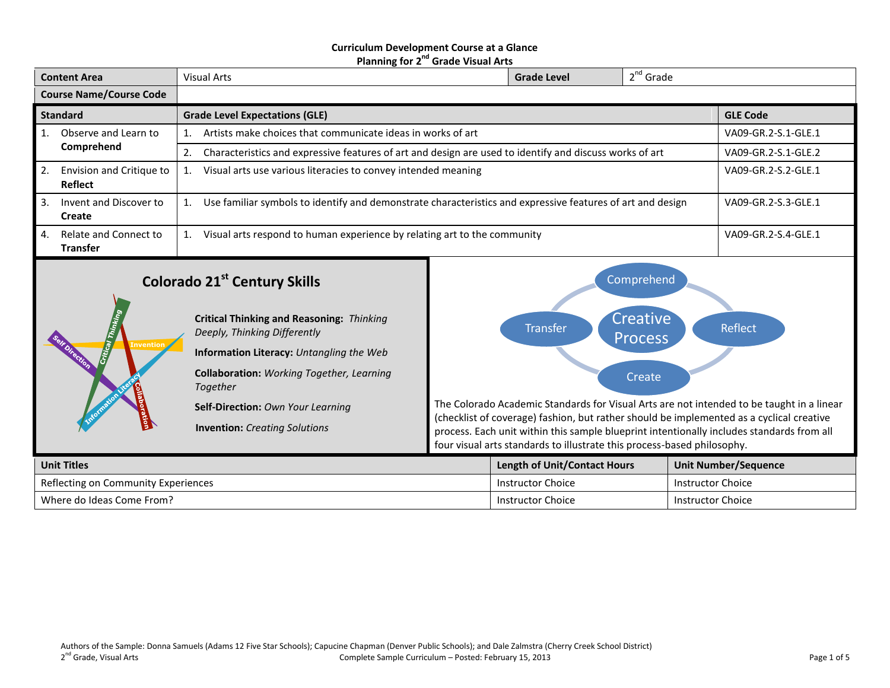**Curriculum Development Course at a Glance**
**Planning for 2nd Grade Visual Arts**

| Content Area | Visual Arts | Grade Level | 2nd Grade |
|---|---|---|---|
| Course Name/Course Code | | | |

| Standard | Grade Level Expectations (GLE) | GLE Code |
|---|---|---|
| 1. Observe and Learn to **Comprehend** | 1. Artists make choices that communicate ideas in works of art | VA09-GR.2-S.1-GLE.1 |
| | 2. Characteristics and expressive features of art and design are used to identify and discuss works of art | VA09-GR.2-S.1-GLE.2 |
| 2. Envision and Critique to **Reflect** | 1. Visual arts use various literacies to convey intended meaning | VA09-GR.2-S.2-GLE.1 |
| 3. Invent and Discover to **Create** | 1. Use familiar symbols to identify and demonstrate characteristics and expressive features of art and design | VA09-GR.2-S.3-GLE.1 |
| 4. Relate and Connect to **Transfer** | 1. Visual arts respond to human experience by relating art to the community | VA09-GR.2-S.4-GLE.1 |

## Colorado 21st Century Skills

**Critical Thinking and Reasoning:** *Thinking Deeply, Thinking Differently*

**Information Literacy:** *Untangling the Web*

**Collaboration:** *Working Together, Learning Together*

**Self-Direction:** *Own Your Learning*

**Invention:** *Creating Solutions*

Creative Process: Comprehend, Reflect, Create, Transfer

The Colorado Academic Standards for Visual Arts are not intended to be taught in a linear (checklist of coverage) fashion, but rather should be implemented as a cyclical creative process. Each unit within this sample blueprint intentionally includes standards from all four visual arts standards to illustrate this process-based philosophy.

| Unit Titles | Length of Unit/Contact Hours | Unit Number/Sequence |
|---|---|---|
| Reflecting on Community Experiences | Instructor Choice | Instructor Choice |
| Where do Ideas Come From? | Instructor Choice | Instructor Choice |

Authors of the Sample: Donna Samuels (Adams 12 Five Star Schools); Capucine Chapman (Denver Public Schools); and Dale Zalmstra (Cherry Creek School District)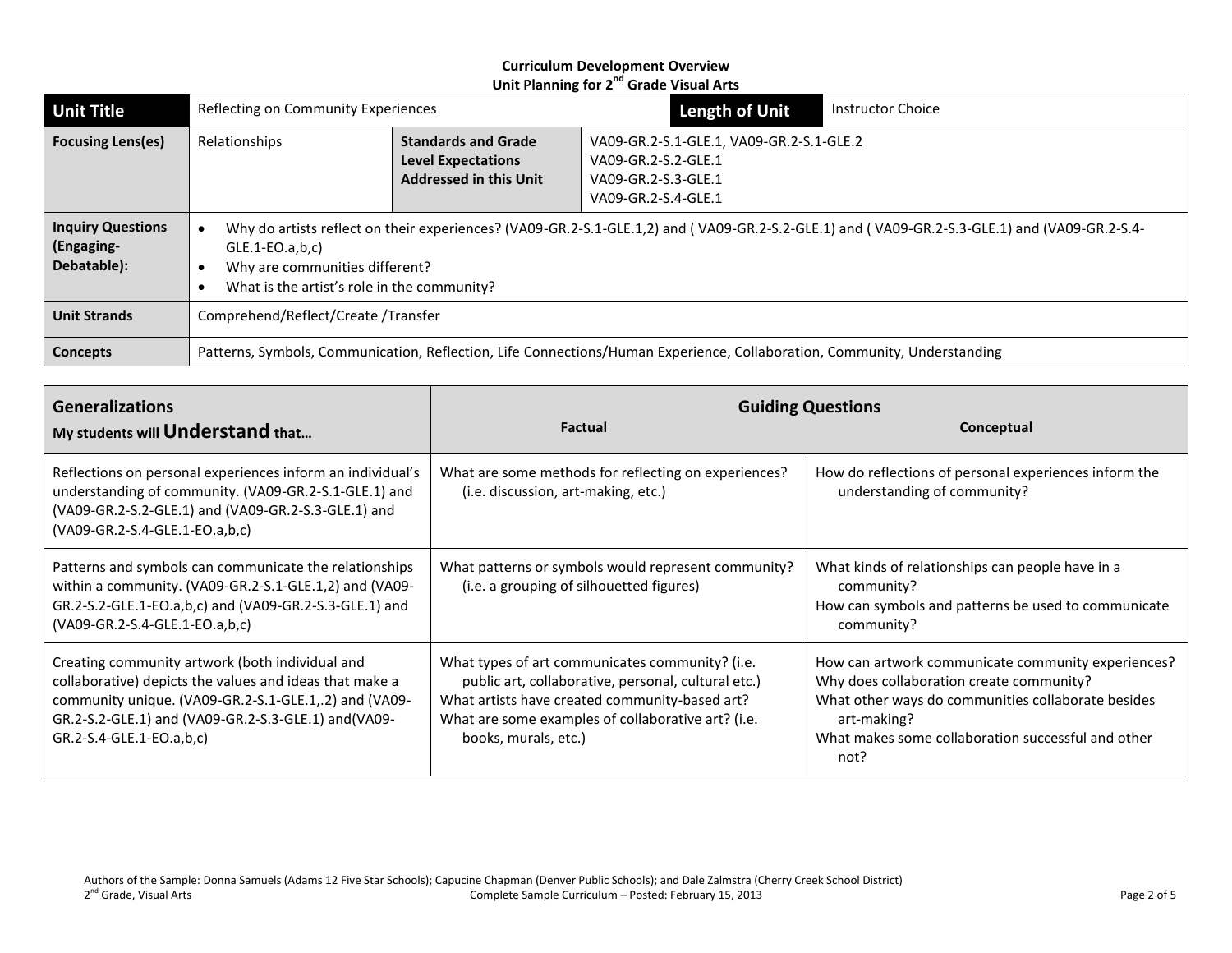**Curriculum Development Overview**
**Unit Planning for 2nd Grade Visual Arts**

| **Unit Title** | Reflecting on Community Experiences | | **Length of Unit** | Instructor Choice |
|---|---|---|---|---|
| **Focusing Lens(es)** | Relationships | **Standards and Grade Level Expectations Addressed in this Unit** | VA09-GR.2-S.1-GLE.1, VA09-GR.2-S.1-GLE.2<br>VA09-GR.2-S.2-GLE.1<br>VA09-GR.2-S.3-GLE.1<br>VA09-GR.2-S.4-GLE.1 | |
| **Inquiry Questions (Engaging-Debatable):** | • Why do artists reflect on their experiences? (VA09-GR.2-S.1-GLE.1,2) and ( VA09-GR.2-S.2-GLE.1) and ( VA09-GR.2-S.3-GLE.1) and (VA09-GR.2-S.4-GLE.1-EO.a,b,c)<br>• Why are communities different?<br>• What is the artist's role in the community? | | | |
| **Unit Strands** | Comprehend/Reflect/Create /Transfer | | | |
| **Concepts** | Patterns, Symbols, Communication, Reflection, Life Connections/Human Experience, Collaboration, Community, Understanding | | | |

| **Generalizations**<br>**My students will Understand that…** | **Guiding Questions**<br>**Factual** | **Conceptual** |
|---|---|---|
| Reflections on personal experiences inform an individual's understanding of community. (VA09-GR.2-S.1-GLE.1) and (VA09-GR.2-S.2-GLE.1) and (VA09-GR.2-S.3-GLE.1) and (VA09-GR.2-S.4-GLE.1-EO.a,b,c) | What are some methods for reflecting on experiences? (i.e. discussion, art-making, etc.) | How do reflections of personal experiences inform the understanding of community? |
| Patterns and symbols can communicate the relationships within a community. (VA09-GR.2-S.1-GLE.1,2) and (VA09-GR.2-S.2-GLE.1-EO.a,b,c) and (VA09-GR.2-S.3-GLE.1) and (VA09-GR.2-S.4-GLE.1-EO.a,b,c) | What patterns or symbols would represent community? (i.e. a grouping of silhouetted figures) | What kinds of relationships can people have in a community?<br>How can symbols and patterns be used to communicate community? |
| Creating community artwork (both individual and collaborative) depicts the values and ideas that make a community unique. (VA09-GR.2-S.1-GLE.1,.2) and (VA09-GR.2-S.2-GLE.1) and (VA09-GR.2-S.3-GLE.1) and(VA09-GR.2-S.4-GLE.1-EO.a,b,c) | What types of art communicates community? (i.e. public art, collaborative, personal, cultural etc.)<br>What artists have created community-based art?<br>What are some examples of collaborative art? (i.e. books, murals, etc.) | How can artwork communicate community experiences?<br>Why does collaboration create community?<br>What other ways do communities collaborate besides art-making?<br>What makes some collaboration successful and other not? |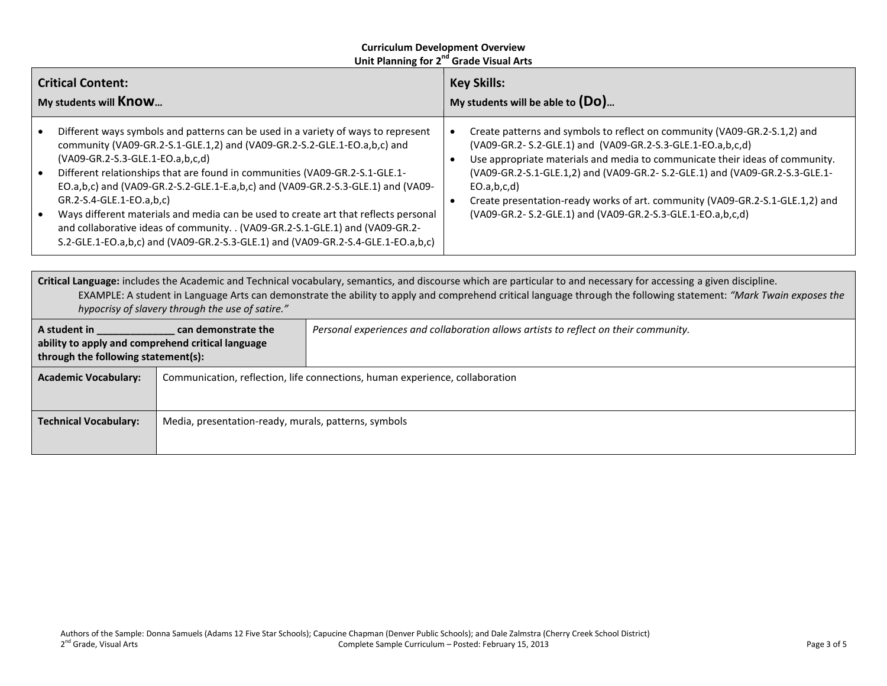**Curriculum Development Overview**
**Unit Planning for 2nd Grade Visual Arts**

| **Critical Content:** My students will **Know**… | **Key Skills:** My students will be able to **(Do)**… |
|---|---|
| • Different ways symbols and patterns can be used in a variety of ways to represent community (VA09-GR.2-S.1-GLE.1,2) and (VA09-GR.2-S.2-GLE.1-EO.a,b,c) and (VA09-GR.2-S.3-GLE.1-EO.a,b,c,d)<br>• Different relationships that are found in communities (VA09-GR.2-S.1-GLE.1-EO.a,b,c) and (VA09-GR.2-S.2-GLE.1-E.a,b,c) and (VA09-GR.2-S.3-GLE.1) and (VA09-GR.2-S.4-GLE.1-EO.a,b,c)<br>• Ways different materials and media can be used to create art that reflects personal and collaborative ideas of community. . (VA09-GR.2-S.1-GLE.1) and (VA09-GR.2-S.2-GLE.1-EO.a,b,c) and (VA09-GR.2-S.3-GLE.1) and (VA09-GR.2-S.4-GLE.1-EO.a,b,c) | • Create patterns and symbols to reflect on community (VA09-GR.2-S.1,2) and (VA09-GR.2- S.2-GLE.1) and (VA09-GR.2-S.3-GLE.1-EO.a,b,c,d)<br>• Use appropriate materials and media to communicate their ideas of community. (VA09-GR.2-S.1-GLE.1,2) and (VA09-GR.2- S.2-GLE.1) and (VA09-GR.2-S.3-GLE.1-EO.a,b,c,d)<br>• Create presentation-ready works of art. community (VA09-GR.2-S.1-GLE.1,2) and (VA09-GR.2- S.2-GLE.1) and (VA09-GR.2-S.3-GLE.1-EO.a,b,c,d) |

**Critical Language:** includes the Academic and Technical vocabulary, semantics, and discourse which are particular to and necessary for accessing a given discipline.
EXAMPLE: A student in Language Arts can demonstrate the ability to apply and comprehend critical language through the following statement: *"Mark Twain exposes the hypocrisy of slavery through the use of satire."*

| **A student in ______________ can demonstrate the ability to apply and comprehend critical language through the following statement(s):** | *Personal experiences and collaboration allows artists to reflect on their community.* |
|---|---|
| **Academic Vocabulary:** | Communication, reflection, life connections, human experience, collaboration |
| **Technical Vocabulary:** | Media, presentation-ready, murals, patterns, symbols |

Authors of the Sample: Donna Samuels (Adams 12 Five Star Schools); Capucine Chapman (Denver Public Schools); and Dale Zalmstra (Cherry Creek School District)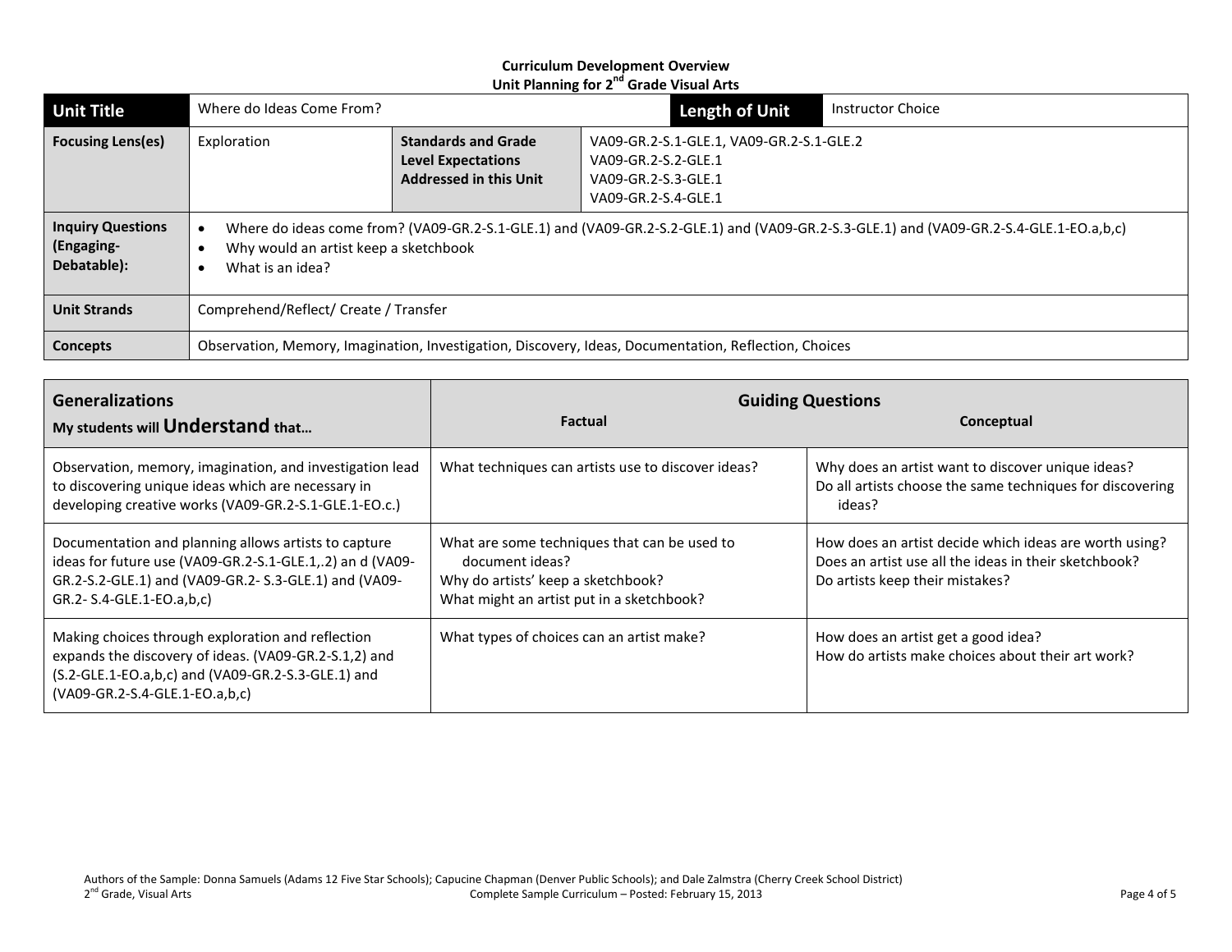**Curriculum Development Overview**
**Unit Planning for 2nd Grade Visual Arts**

| **Unit Title** | Where do Ideas Come From? | | **Length of Unit** | Instructor Choice |
|---|---|---|---|---|
| **Focusing Lens(es)** | Exploration | **Standards and Grade Level Expectations Addressed in this Unit** | VA09-GR.2-S.1-GLE.1, VA09-GR.2-S.1-GLE.2<br>VA09-GR.2-S.2-GLE.1<br>VA09-GR.2-S.3-GLE.1<br>VA09-GR.2-S.4-GLE.1 | |
| **Inquiry Questions (Engaging-Debatable):** | • Where do ideas come from? (VA09-GR.2-S.1-GLE.1) and (VA09-GR.2-S.2-GLE.1) and (VA09-GR.2-S.3-GLE.1) and (VA09-GR.2-S.4-GLE.1-EO.a,b,c)<br>• Why would an artist keep a sketchbook<br>• What is an idea? | | | |
| **Unit Strands** | Comprehend/Reflect/ Create / Transfer | | | |
| **Concepts** | Observation, Memory, Imagination, Investigation, Discovery, Ideas, Documentation, Reflection, Choices | | | |

| **Generalizations**<br>**My students will Understand that…** | **Guiding Questions**<br>**Factual** | <br>**Conceptual** |
|---|---|---|
| Observation, memory, imagination, and investigation lead to discovering unique ideas which are necessary in developing creative works (VA09-GR.2-S.1-GLE.1-EO.c.) | What techniques can artists use to discover ideas? | Why does an artist want to discover unique ideas?<br>Do all artists choose the same techniques for discovering ideas? |
| Documentation and planning allows artists to capture ideas for future use (VA09-GR.2-S.1-GLE.1,.2) an d (VA09-GR.2-S.2-GLE.1) and (VA09-GR.2- S.3-GLE.1) and (VA09-GR.2- S.4-GLE.1-EO.a,b,c) | What are some techniques that can be used to document ideas?<br>Why do artists' keep a sketchbook?<br>What might an artist put in a sketchbook? | How does an artist decide which ideas are worth using?<br>Does an artist use all the ideas in their sketchbook?<br>Do artists keep their mistakes? |
| Making choices through exploration and reflection expands the discovery of ideas. (VA09-GR.2-S.1,2) and (S.2-GLE.1-EO.a,b,c) and (VA09-GR.2-S.3-GLE.1) and (VA09-GR.2-S.4-GLE.1-EO.a,b,c) | What types of choices can an artist make? | How does an artist get a good idea?<br>How do artists make choices about their art work? |

Authors of the Sample: Donna Samuels (Adams 12 Five Star Schools); Capucine Chapman (Denver Public Schools); and Dale Zalmstra (Cherry Creek School District)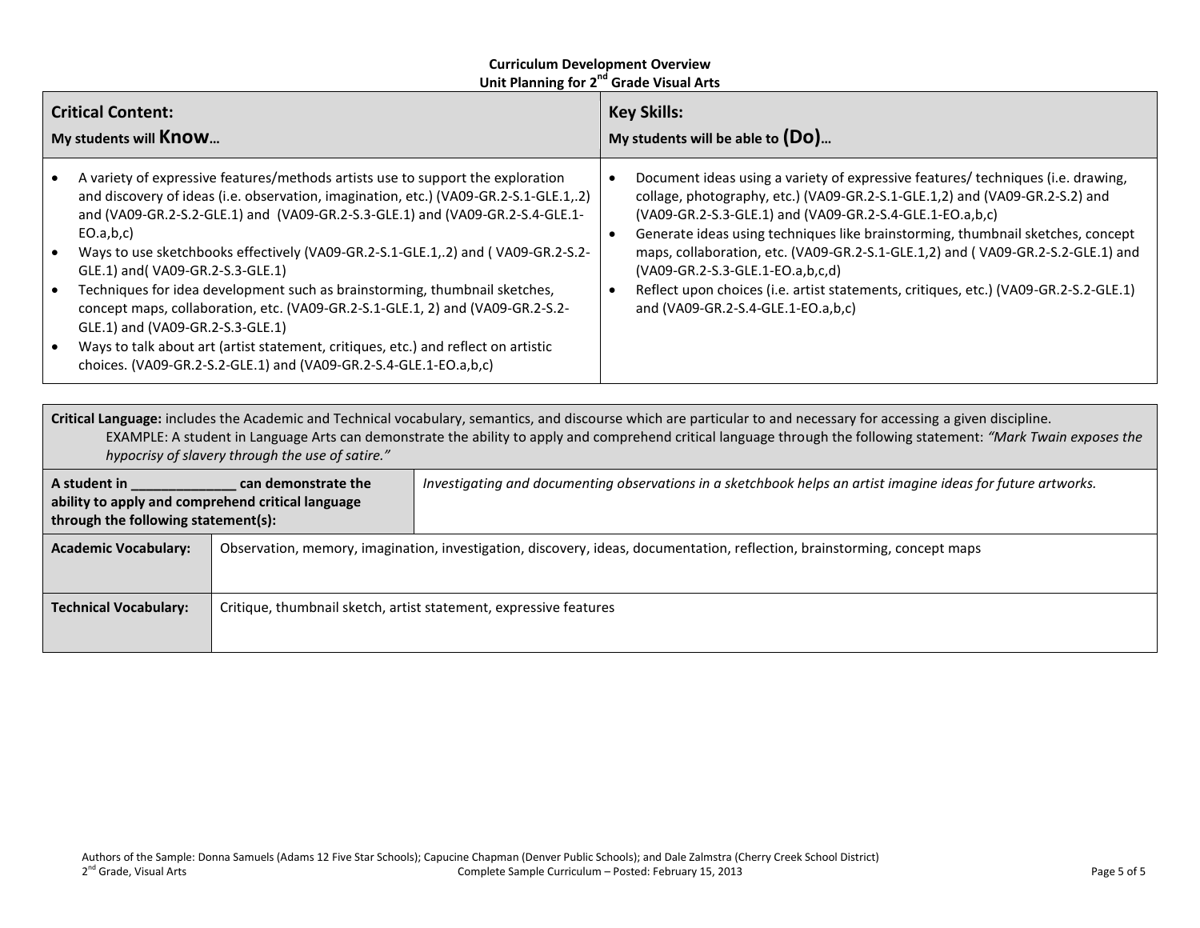**Curriculum Development Overview**
**Unit Planning for 2nd Grade Visual Arts**

| **Critical Content:** My students will **Know**… | **Key Skills:** My students will be able to **(Do)**… |
|---|---|
| • A variety of expressive features/methods artists use to support the exploration and discovery of ideas (i.e. observation, imagination, etc.) (VA09-GR.2-S.1-GLE.1,.2) and (VA09-GR.2-S.2-GLE.1) and (VA09-GR.2-S.3-GLE.1) and (VA09-GR.2-S.4-GLE.1-EO.a,b,c)<br>• Ways to use sketchbooks effectively (VA09-GR.2-S.1-GLE.1,.2) and ( VA09-GR.2-S.2-GLE.1) and( VA09-GR.2-S.3-GLE.1)<br>• Techniques for idea development such as brainstorming, thumbnail sketches, concept maps, collaboration, etc. (VA09-GR.2-S.1-GLE.1, 2) and (VA09-GR.2-S.2-GLE.1) and (VA09-GR.2-S.3-GLE.1)<br>• Ways to talk about art (artist statement, critiques, etc.) and reflect on artistic choices. (VA09-GR.2-S.2-GLE.1) and (VA09-GR.2-S.4-GLE.1-EO.a,b,c) | • Document ideas using a variety of expressive features/ techniques (i.e. drawing, collage, photography, etc.) (VA09-GR.2-S.1-GLE.1,2) and (VA09-GR.2-S.2) and (VA09-GR.2-S.3-GLE.1) and (VA09-GR.2-S.4-GLE.1-EO.a,b,c)<br>• Generate ideas using techniques like brainstorming, thumbnail sketches, concept maps, collaboration, etc. (VA09-GR.2-S.1-GLE.1,2) and ( VA09-GR.2-S.2-GLE.1) and (VA09-GR.2-S.3-GLE.1-EO.a,b,c,d)<br>• Reflect upon choices (i.e. artist statements, critiques, etc.) (VA09-GR.2-S.2-GLE.1) and (VA09-GR.2-S.4-GLE.1-EO.a,b,c) |

**Critical Language:** includes the Academic and Technical vocabulary, semantics, and discourse which are particular to and necessary for accessing a given discipline.
EXAMPLE: A student in Language Arts can demonstrate the ability to apply and comprehend critical language through the following statement: *"Mark Twain exposes the hypocrisy of slavery through the use of satire."*

| | |
|---|---|
| **A student in ______________ can demonstrate the ability to apply and comprehend critical language through the following statement(s):** | *Investigating and documenting observations in a sketchbook helps an artist imagine ideas for future artworks.* |
| **Academic Vocabulary:** | Observation, memory, imagination, investigation, discovery, ideas, documentation, reflection, brainstorming, concept maps |
| **Technical Vocabulary:** | Critique, thumbnail sketch, artist statement, expressive features |

Authors of the Sample: Donna Samuels (Adams 12 Five Star Schools); Capucine Chapman (Denver Public Schools); and Dale Zalmstra (Cherry Creek School District)